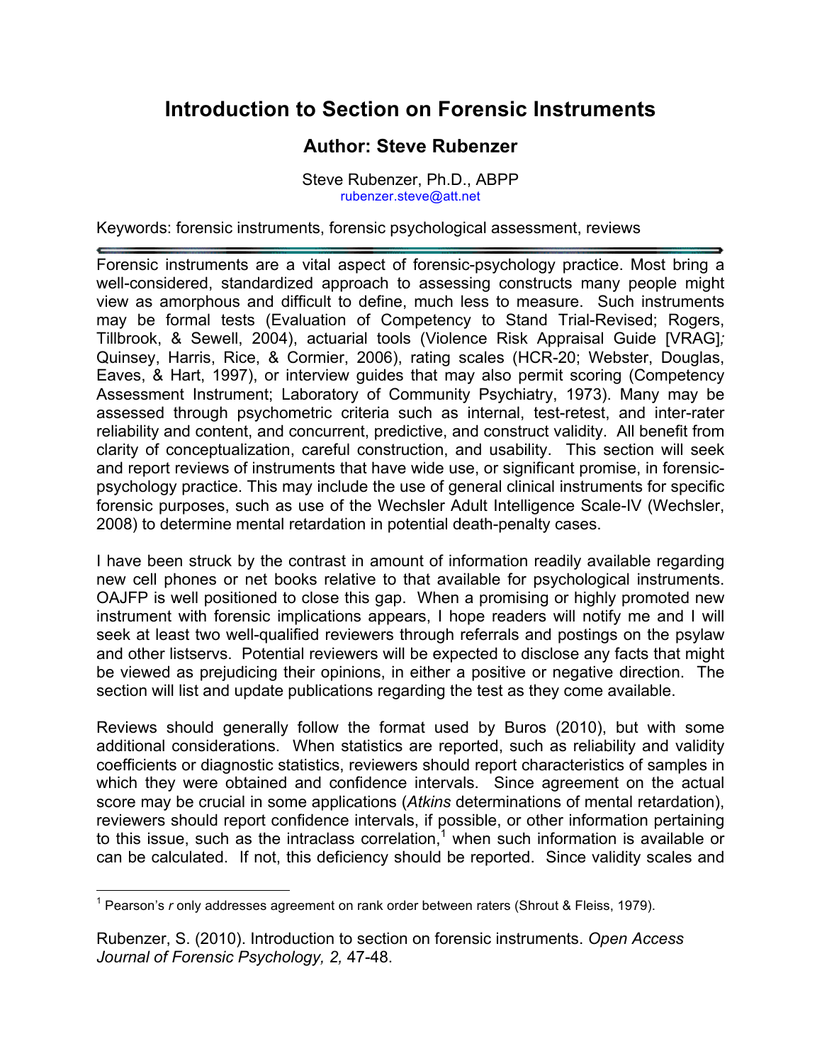# Introduction to Section on Forensic Instruments

## Author: Steve Rubenzer

Steve Rubenzer, Ph.D., ABPP
rubenzer.steve@att.net

Keywords: forensic instruments, forensic psychological assessment, reviews

---

Forensic instruments are a vital aspect of forensic-psychology practice. Most bring a well-considered, standardized approach to assessing constructs many people might view as amorphous and difficult to define, much less to measure. Such instruments may be formal tests (Evaluation of Competency to Stand Trial-Revised; Rogers, Tillbrook, & Sewell, 2004), actuarial tools (Violence Risk Appraisal Guide [VRAG]*;* Quinsey, Harris, Rice, & Cormier, 2006), rating scales (HCR-20; Webster, Douglas, Eaves, & Hart, 1997), or interview guides that may also permit scoring (Competency Assessment Instrument; Laboratory of Community Psychiatry, 1973). Many may be assessed through psychometric criteria such as internal, test-retest, and inter-rater reliability and content, and concurrent, predictive, and construct validity. All benefit from clarity of conceptualization, careful construction, and usability. This section will seek and report reviews of instruments that have wide use, or significant promise, in forensic-psychology practice. This may include the use of general clinical instruments for specific forensic purposes, such as use of the Wechsler Adult Intelligence Scale-IV (Wechsler, 2008) to determine mental retardation in potential death-penalty cases.

I have been struck by the contrast in amount of information readily available regarding new cell phones or net books relative to that available for psychological instruments. OAJFP is well positioned to close this gap. When a promising or highly promoted new instrument with forensic implications appears, I hope readers will notify me and I will seek at least two well-qualified reviewers through referrals and postings on the psylaw and other listservs. Potential reviewers will be expected to disclose any facts that might be viewed as prejudicing their opinions, in either a positive or negative direction. The section will list and update publications regarding the test as they come available.

Reviews should generally follow the format used by Buros (2010), but with some additional considerations. When statistics are reported, such as reliability and validity coefficients or diagnostic statistics, reviewers should report characteristics of samples in which they were obtained and confidence intervals. Since agreement on the actual score may be crucial in some applications (*Atkins* determinations of mental retardation), reviewers should report confidence intervals, if possible, or other information pertaining to this issue, such as the intraclass correlation,[1] when such information is available or can be calculated. If not, this deficiency should be reported. Since validity scales and

---

[1] Pearson's *r* only addresses agreement on rank order between raters (Shrout & Fleiss, 1979).

Rubenzer, S. (2010). Introduction to section on forensic instruments. *Open Access Journal of Forensic Psychology, 2,* 47-48.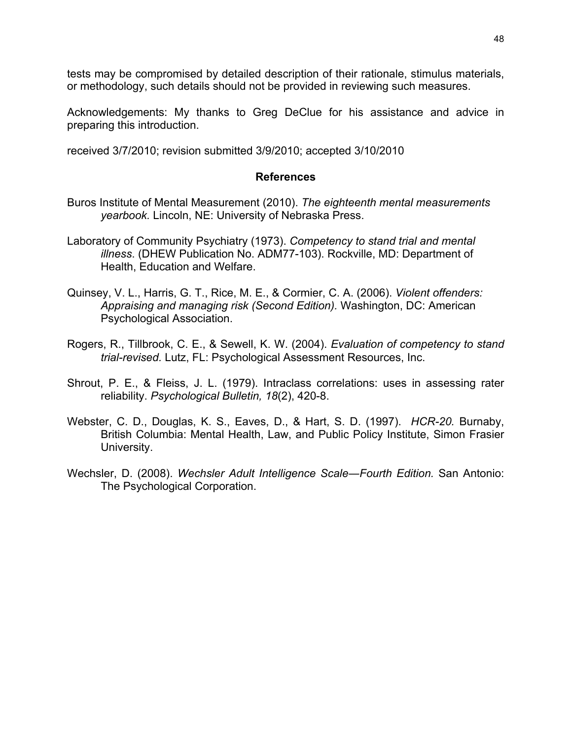tests may be compromised by detailed description of their rationale, stimulus materials, or methodology, such details should not be provided in reviewing such measures.

Acknowledgements: My thanks to Greg DeClue for his assistance and advice in preparing this introduction.

received 3/7/2010; revision submitted 3/9/2010; accepted 3/10/2010

## References

Buros Institute of Mental Measurement (2010). *The eighteenth mental measurements yearbook.* Lincoln, NE: University of Nebraska Press.

Laboratory of Community Psychiatry (1973). *Competency to stand trial and mental illness*. (DHEW Publication No. ADM77-103). Rockville, MD: Department of Health, Education and Welfare.

Quinsey, V. L., Harris, G. T., Rice, M. E., & Cormier, C. A. (2006). *Violent offenders: Appraising and managing risk (Second Edition).* Washington, DC: American Psychological Association.

Rogers, R., Tillbrook, C. E., & Sewell, K. W. (2004). *Evaluation of competency to stand trial-revised.* Lutz, FL: Psychological Assessment Resources, Inc.

Shrout, P. E., & Fleiss, J. L. (1979). Intraclass correlations: uses in assessing rater reliability. *Psychological Bulletin, 18*(2), 420-8.

Webster, C. D., Douglas, K. S., Eaves, D., & Hart, S. D. (1997). *HCR-20.* Burnaby, British Columbia: Mental Health, Law, and Public Policy Institute, Simon Frasier University.

Wechsler, D. (2008). *Wechsler Adult Intelligence Scale—Fourth Edition.* San Antonio: The Psychological Corporation.